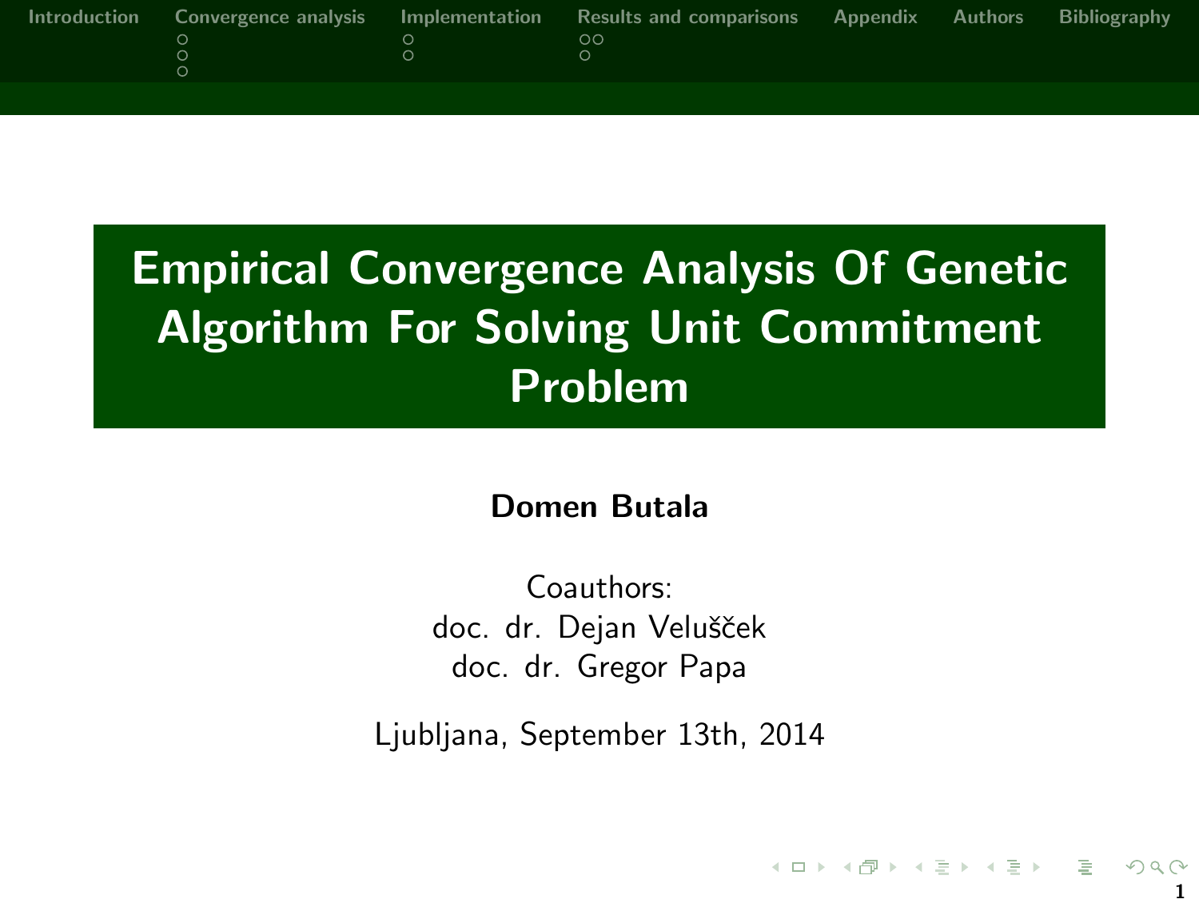# Empirical Convergence Analysis Of Genetic Algorithm For Solving Unit Commitment Problem

**Domen Butala**

Coauthors:
doc. dr. Dejan Veluščček
doc. dr. Gregor Papa

Ljubljana, September 13th, 2014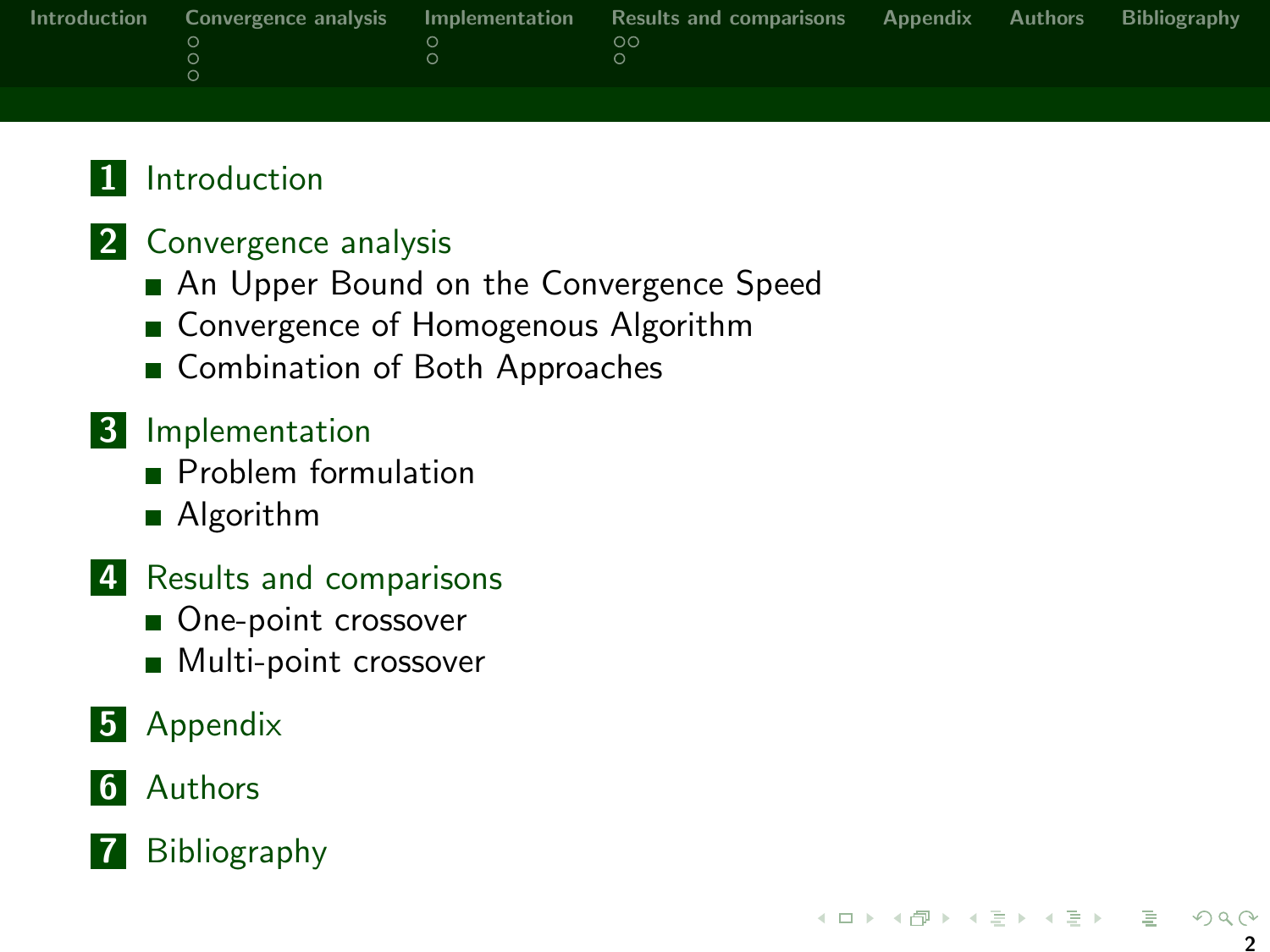1. Introduction
2. Convergence analysis
   - An Upper Bound on the Convergence Speed
   - Convergence of Homogenous Algorithm
   - Combination of Both Approaches
3. Implementation
   - Problem formulation
   - Algorithm
4. Results and comparisons
   - One-point crossover
   - Multi-point crossover
5. Appendix
6. Authors
7. Bibliography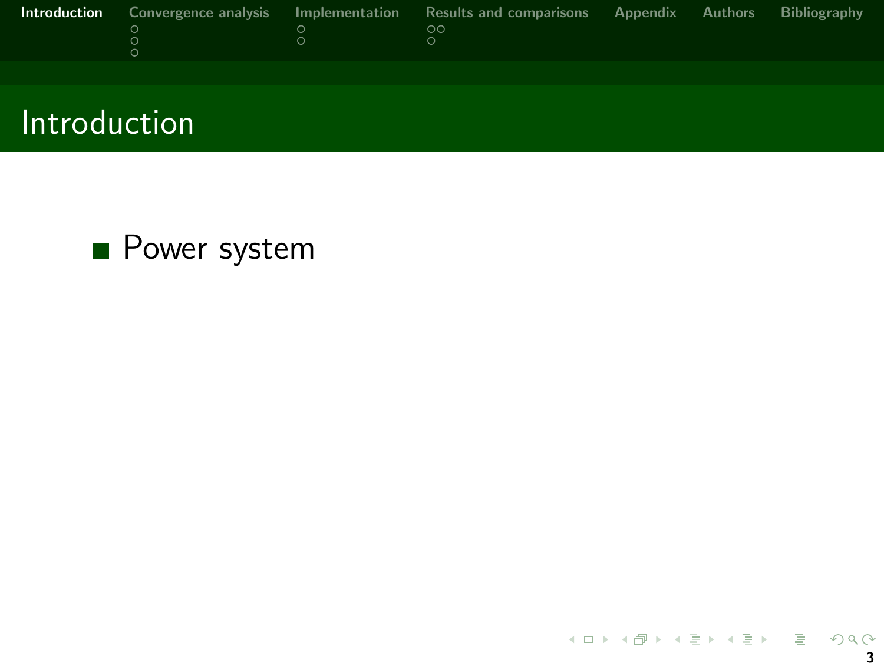# Introduction

- Power system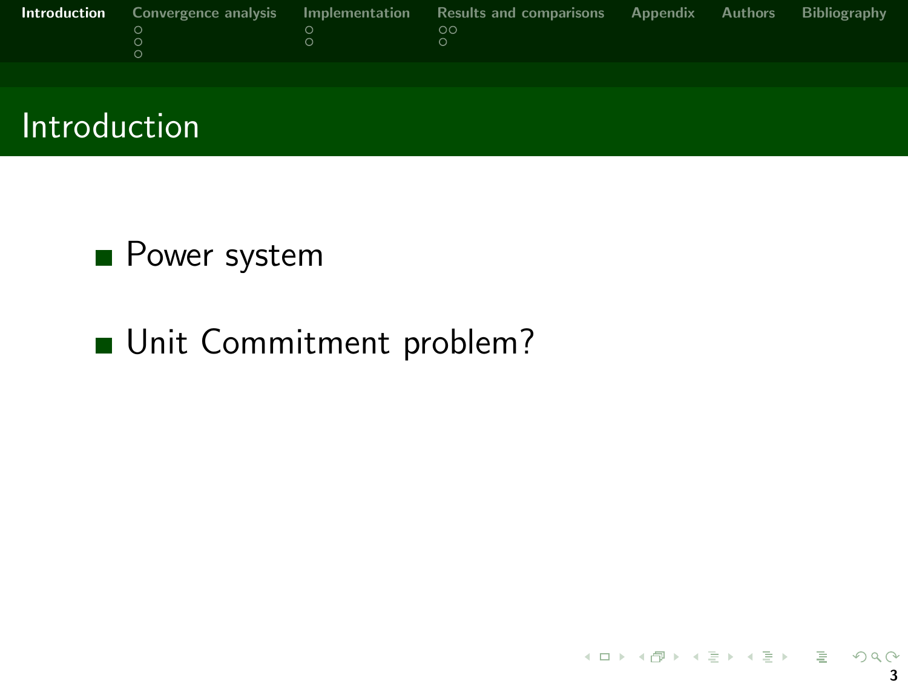# Introduction

- Power system
- Unit Commitment problem?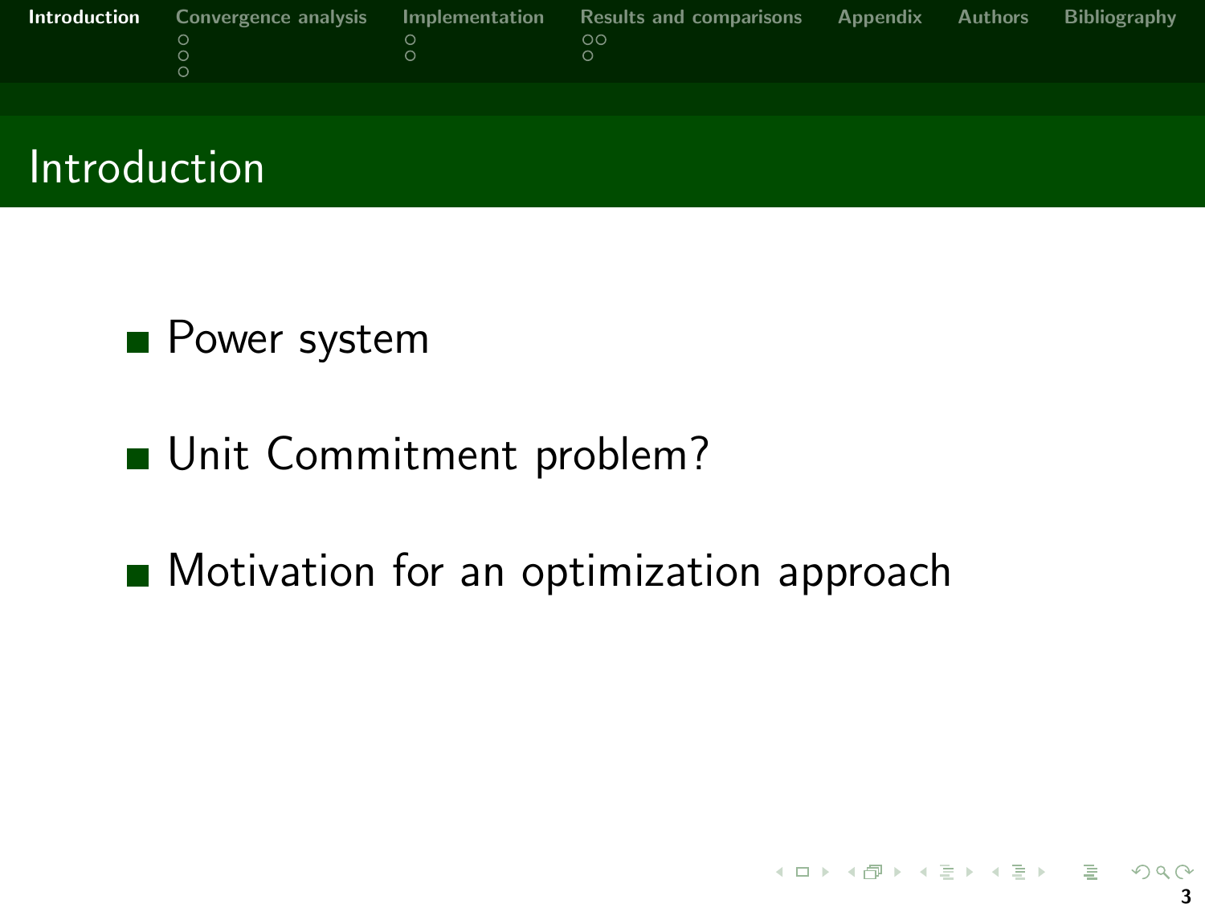# Introduction

- Power system

- Unit Commitment problem?

- Motivation for an optimization approach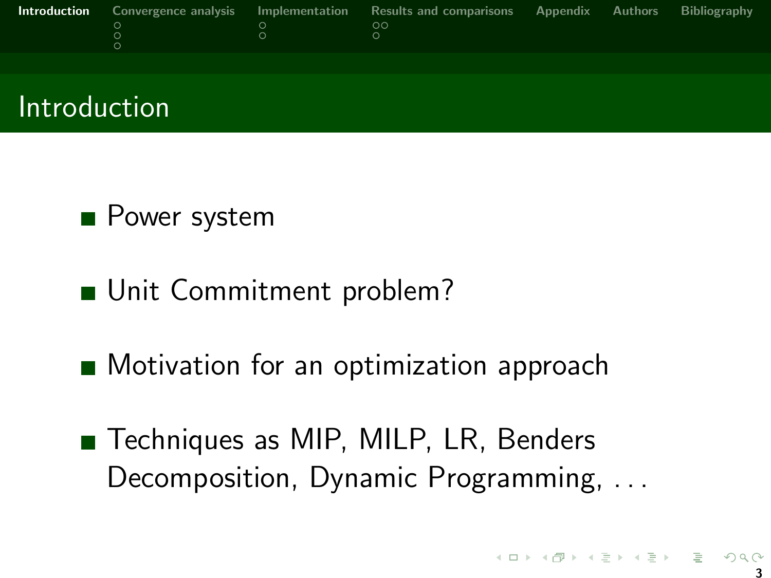# Introduction

- Power system
- Unit Commitment problem?
- Motivation for an optimization approach
- Techniques as MIP, MILP, LR, Benders Decomposition, Dynamic Programming, . . .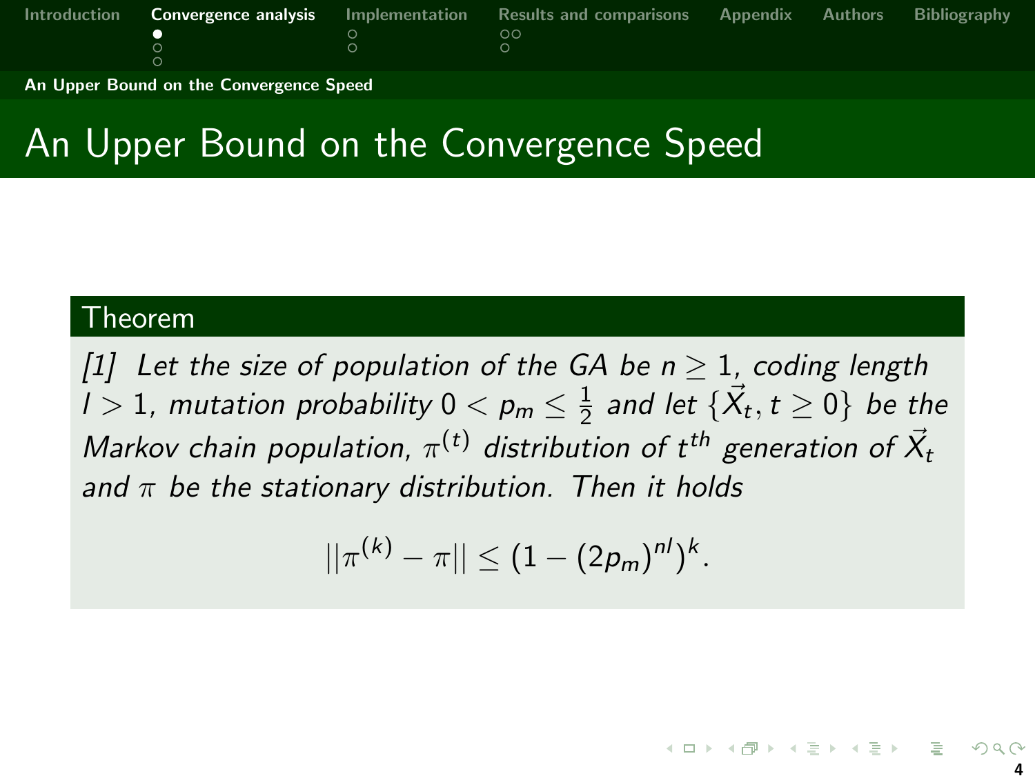# An Upper Bound on the Convergence Speed

**Theorem**

*[1] Let the size of population of the GA be $n \geq 1$, coding length $l > 1$, mutation probability $0 < p_m \leq \frac{1}{2}$ and let $\{\vec{X}_t, t \geq 0\}$ be the Markov chain population, $\pi^{(t)}$ distribution of $t^{th}$ generation of $\vec{X}_t$ and $\pi$ be the stationary distribution. Then it holds*

$$||\pi^{(k)} - \pi|| \leq (1 - (2p_m)^{nl})^k.$$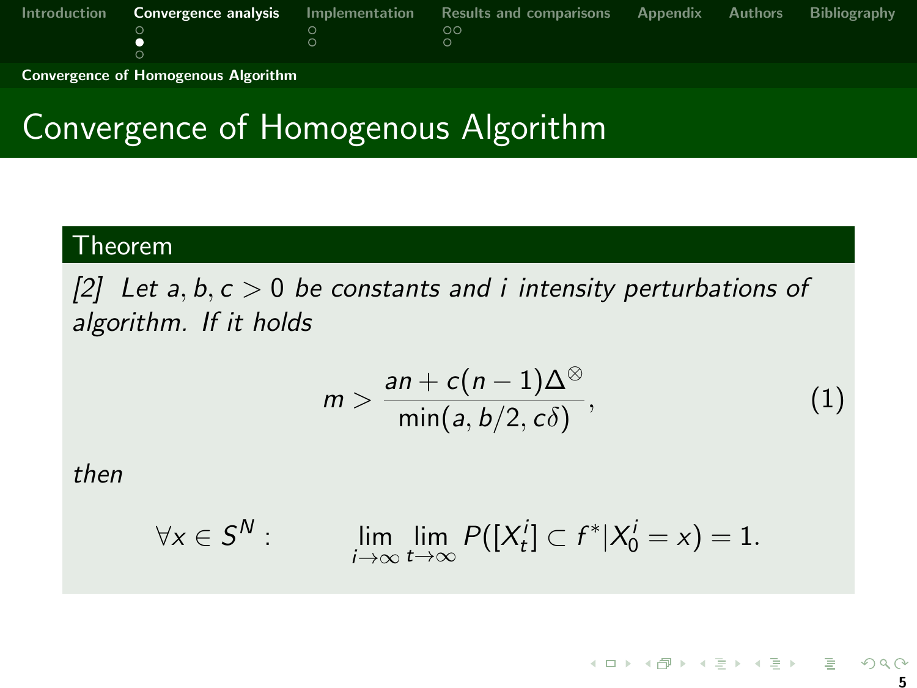# Convergence of Homogenous Algorithm

**Theorem**

*[2] Let $a, b, c > 0$ be constants and $i$ intensity perturbations of algorithm. If it holds*

$$m > \frac{an + c(n-1)\Delta^{\otimes}}{\min(a, b/2, c\delta)}, \tag{1}$$

*then*

$$\forall x \in S^N : \qquad \lim_{i\to\infty} \lim_{t\to\infty} P([X_t^i] \subset f^* | X_0^i = x) = 1.$$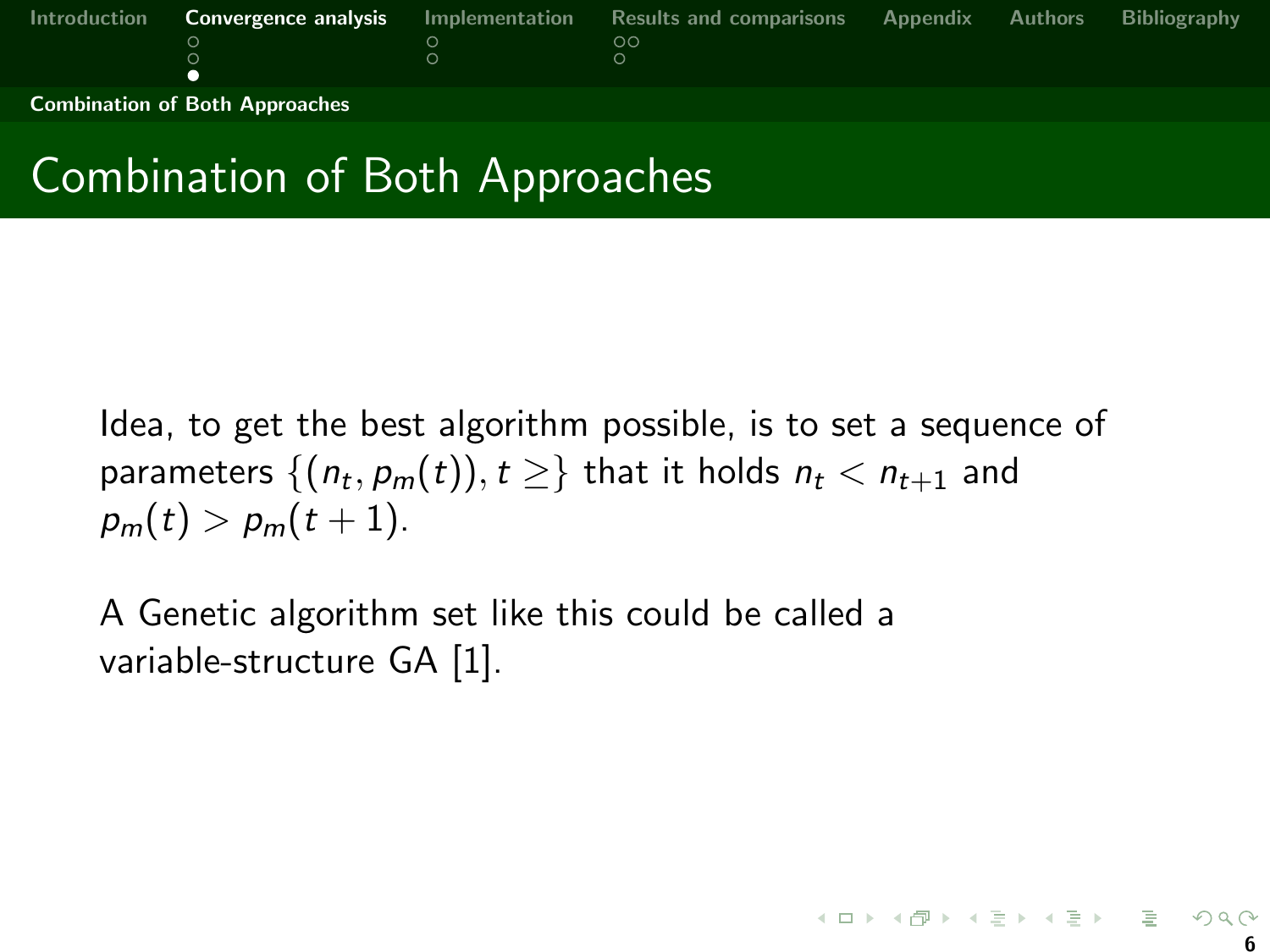# Combination of Both Approaches

Idea, to get the best algorithm possible, is to set a sequence of parameters $\{(n_t, p_m(t)), t \geq\}$ that it holds $n_t < n_{t+1}$ and $p_m(t) > p_m(t+1)$.

A Genetic algorithm set like this could be called a variable-structure GA [1].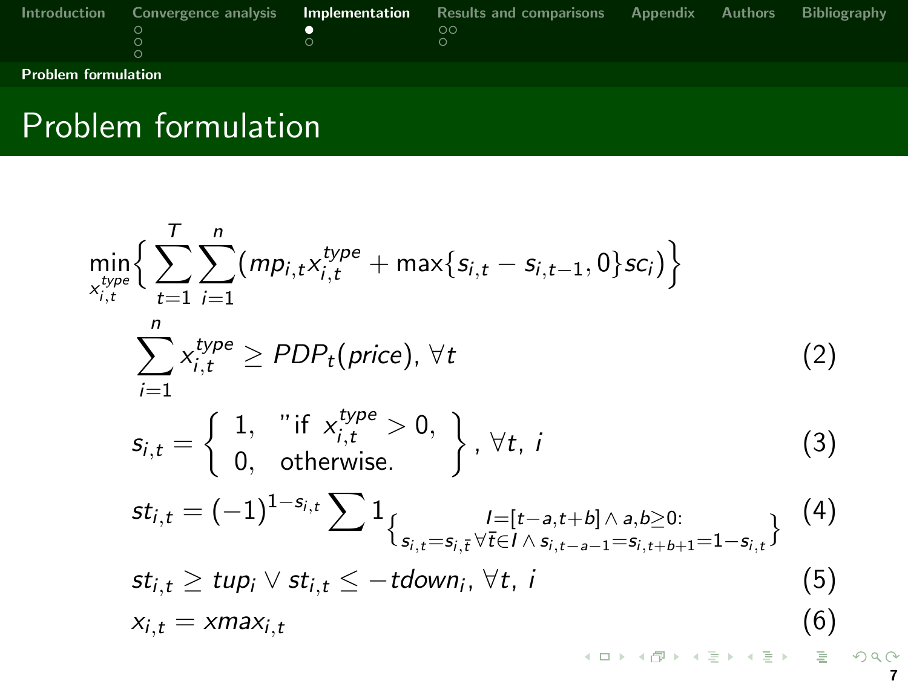# Problem formulation

$$\min_{x_{i,t}^{type}} \Big\{ \sum_{t=1}^{T} \sum_{i=1}^{n} (mp_{i,t} x_{i,t}^{type} + \max\{s_{i,t} - s_{i,t-1}, 0\} sc_i) \Big\}$$

$$\sum_{i=1}^{n} x_{i,t}^{type} \geq PDP_t(price), \forall t \tag{2}$$

$$s_{i,t} = \left\{ \begin{array}{ll} 1, & \text{"if } x_{i,t}^{type} > 0, \\ 0, & \text{otherwise.} \end{array} \right\}, \forall t, \ i \tag{3}$$

$$st_{i,t} = (-1)^{1-s_{i,t}} \sum 1_{\left\{ \substack{I=[t-a,t+b] \wedge a,b \geq 0: \\ s_{i,t}=s_{i,\bar{t}} \forall \bar{t} \in I \wedge s_{i,t-a-1}=s_{i,t+b+1}=1-s_{i,t}} \right\}} \tag{4}$$

$$st_{i,t} \geq tup_i \vee st_{i,t} \leq -tdown_i, \forall t, \ i \tag{5}$$

$$x_{i,t} = xmax_{i,t} \tag{6}$$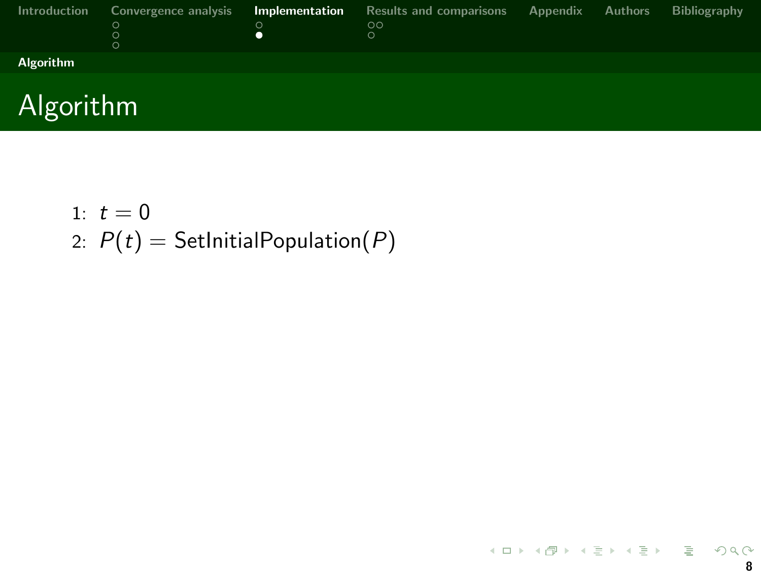# Algorithm

1: $t = 0$

2: $P(t) = \text{SetInitialPopulation}(P)$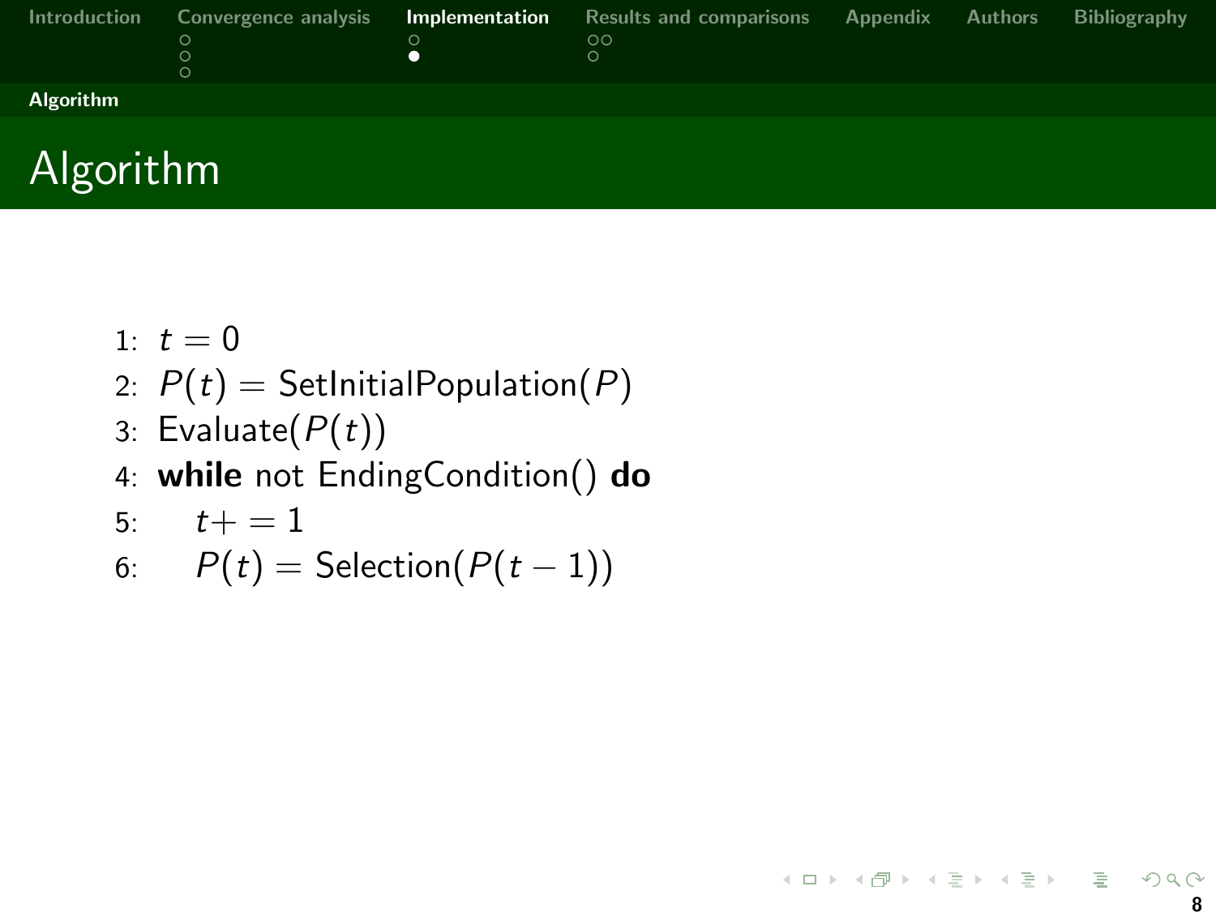# Algorithm

1: $t = 0$
2: $P(t) = \text{SetInitialPopulation}(P)$
3: $\text{Evaluate}(P(t))$
4: **while** not EndingCondition() **do**
5: $\quad t+ = 1$
6: $\quad P(t) = \text{Selection}(P(t-1))$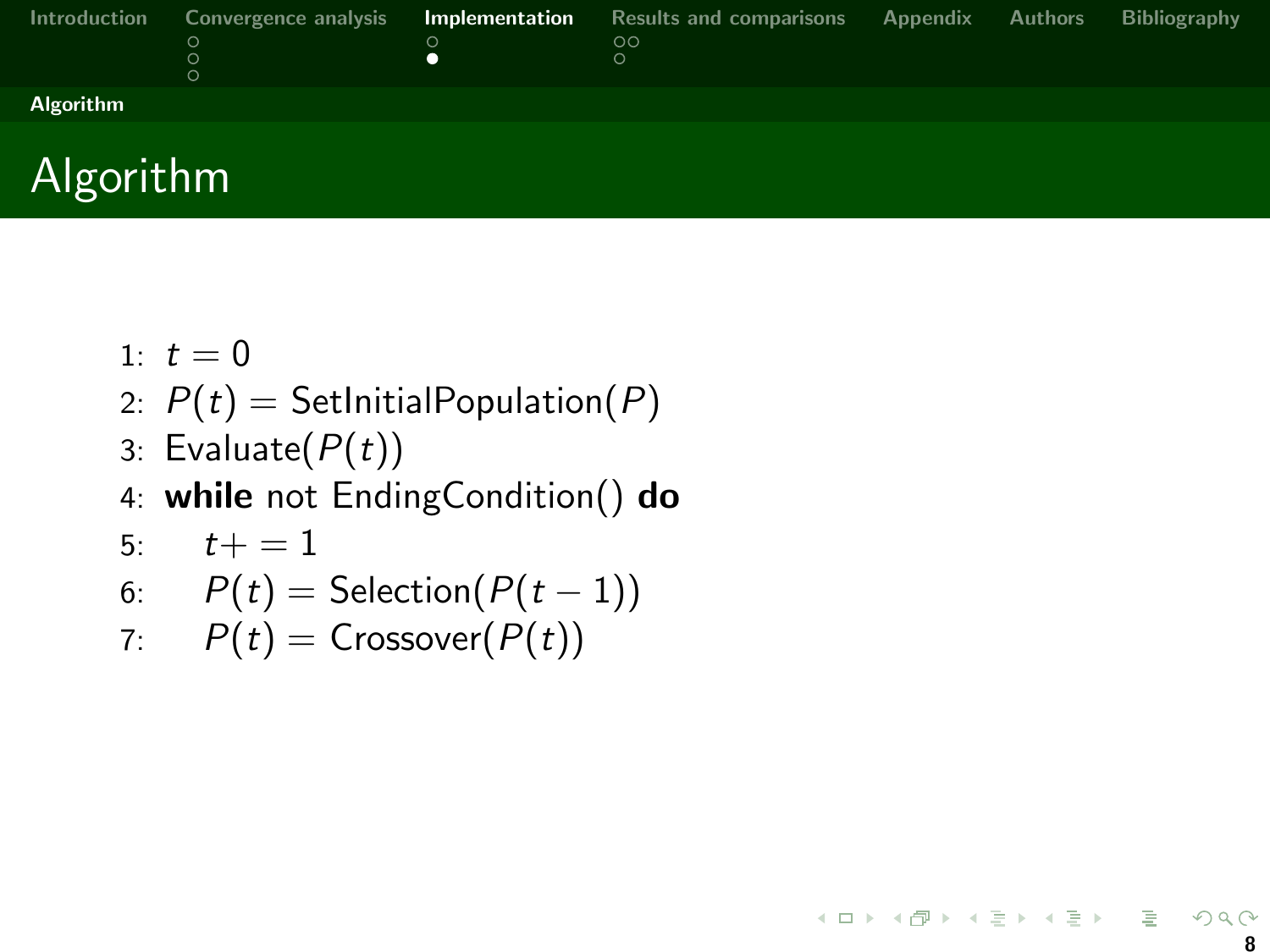# Algorithm

1: $t = 0$
2: $P(t) = \text{SetInitialPopulation}(P)$
3: $\text{Evaluate}(P(t))$
4: **while** not EndingCondition() **do**
5: $\quad t += 1$
6: $\quad P(t) = \text{Selection}(P(t-1))$
7: $\quad P(t) = \text{Crossover}(P(t))$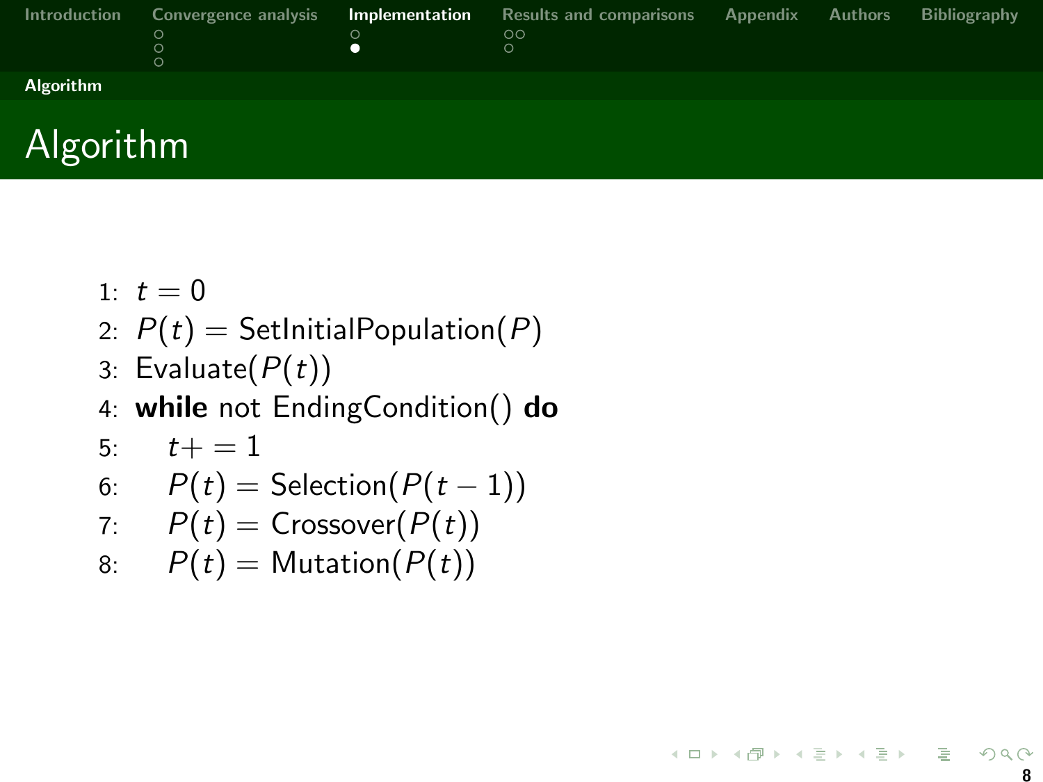# Algorithm

1: $t = 0$
2: $P(t) = \text{SetInitialPopulation}(P)$
3: $\text{Evaluate}(P(t))$
4: **while** not EndingCondition() **do**
5: $\quad t+ = 1$
6: $\quad P(t) = \text{Selection}(P(t-1))$
7: $\quad P(t) = \text{Crossover}(P(t))$
8: $\quad P(t) = \text{Mutation}(P(t))$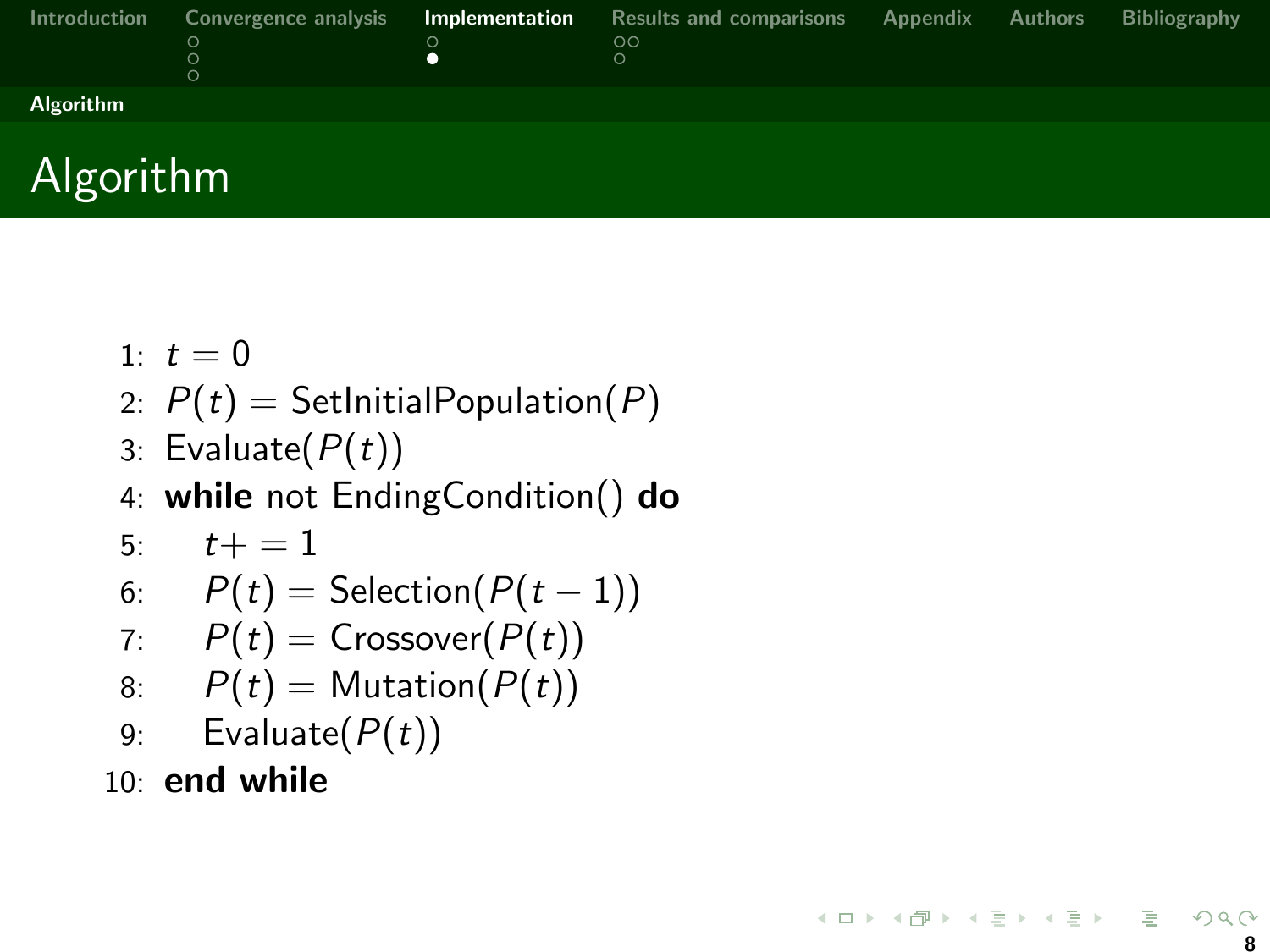# Algorithm

1: $t = 0$
2: $P(t) = \text{SetInitialPopulation}(P)$
3: $\text{Evaluate}(P(t))$
4: **while** not EndingCondition() **do**
5: $\quad t+ = 1$
6: $\quad P(t) = \text{Selection}(P(t-1))$
7: $\quad P(t) = \text{Crossover}(P(t))$
8: $\quad P(t) = \text{Mutation}(P(t))$
9: $\quad \text{Evaluate}(P(t))$
10: **end while**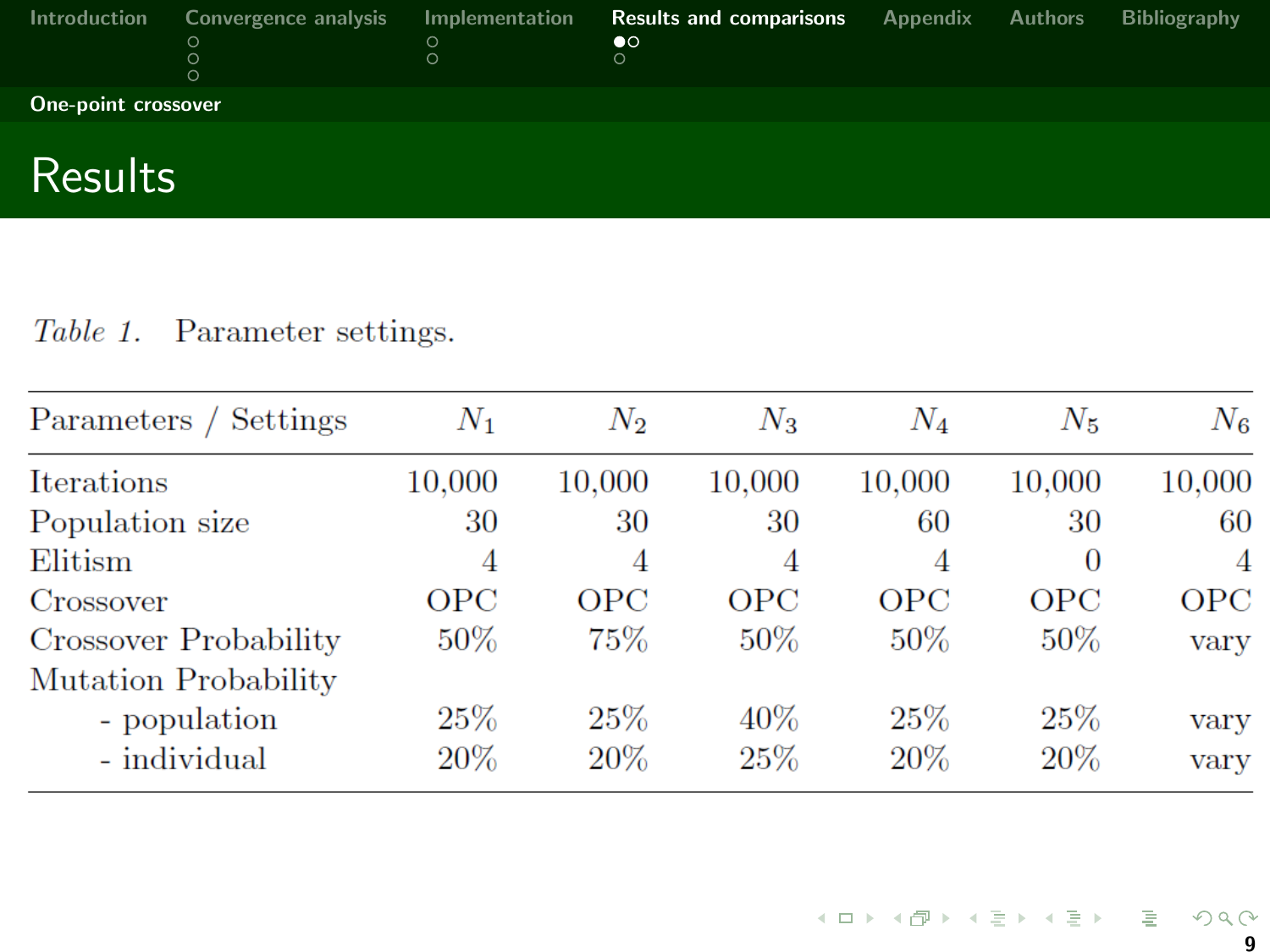## One-point crossover

# Results

*Table 1.* Parameter settings.

| Parameters / Settings | $N_1$ | $N_2$ | $N_3$ | $N_4$ | $N_5$ | $N_6$ |
|---|---|---|---|---|---|---|
| Iterations | 10,000 | 10,000 | 10,000 | 10,000 | 10,000 | 10,000 |
| Population size | 30 | 30 | 30 | 60 | 30 | 60 |
| Elitism | 4 | 4 | 4 | 4 | 0 | 4 |
| Crossover | OPC | OPC | OPC | OPC | OPC | OPC |
| Crossover Probability | 50% | 75% | 50% | 50% | 50% | vary |
| Mutation Probability | | | | | | |
| - population | 25% | 25% | 40% | 25% | 25% | vary |
| - individual | 20% | 20% | 25% | 20% | 20% | vary |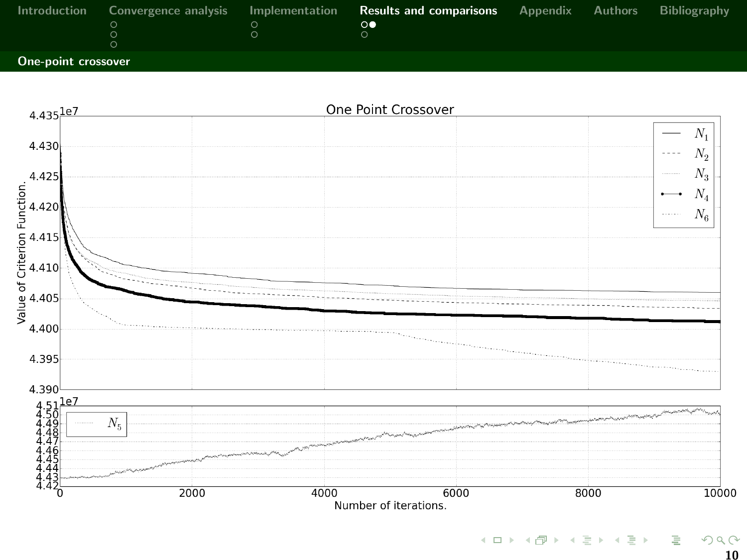## One-point crossover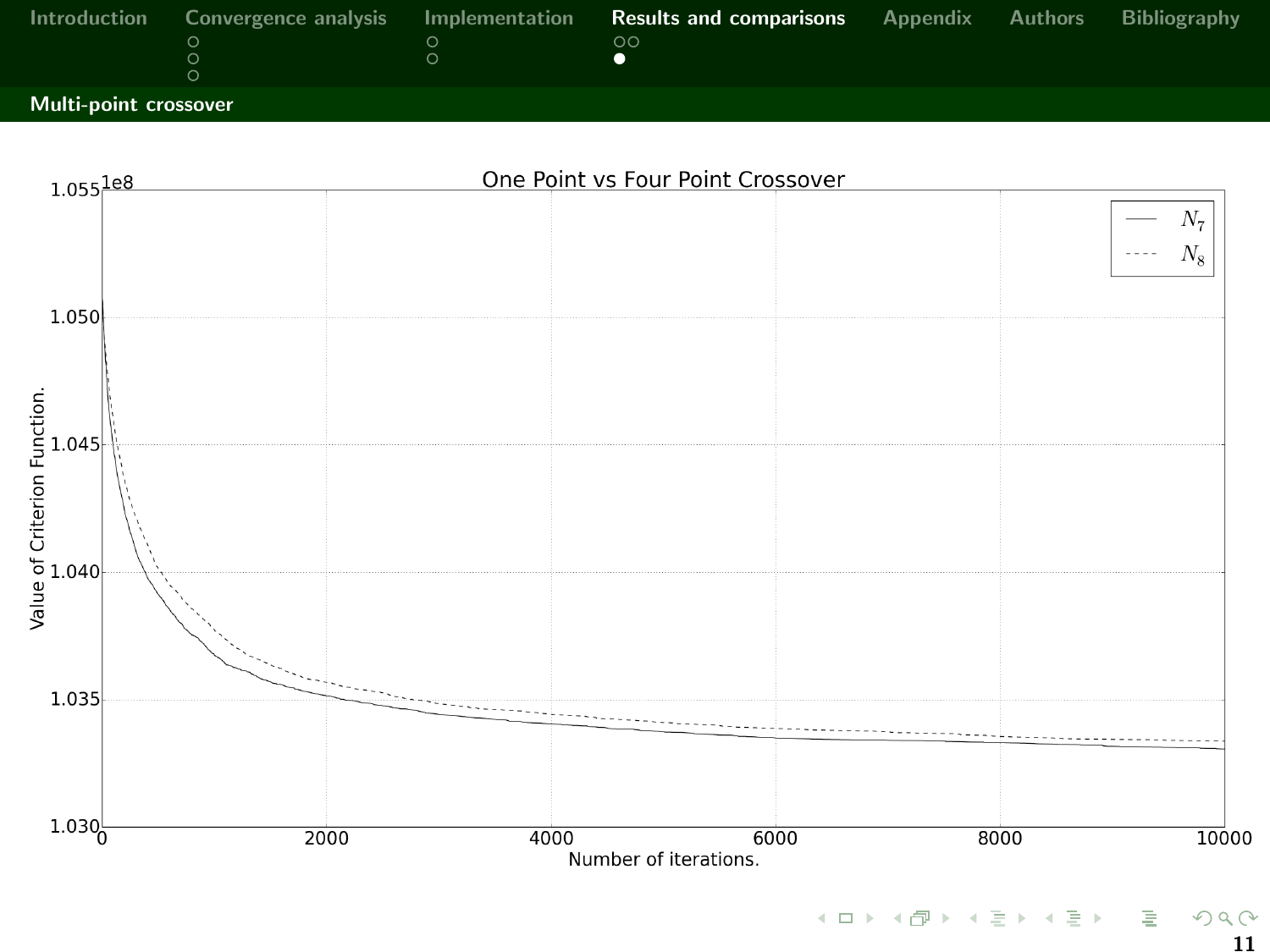## Multi-point crossover

One Point vs Four Point Crossover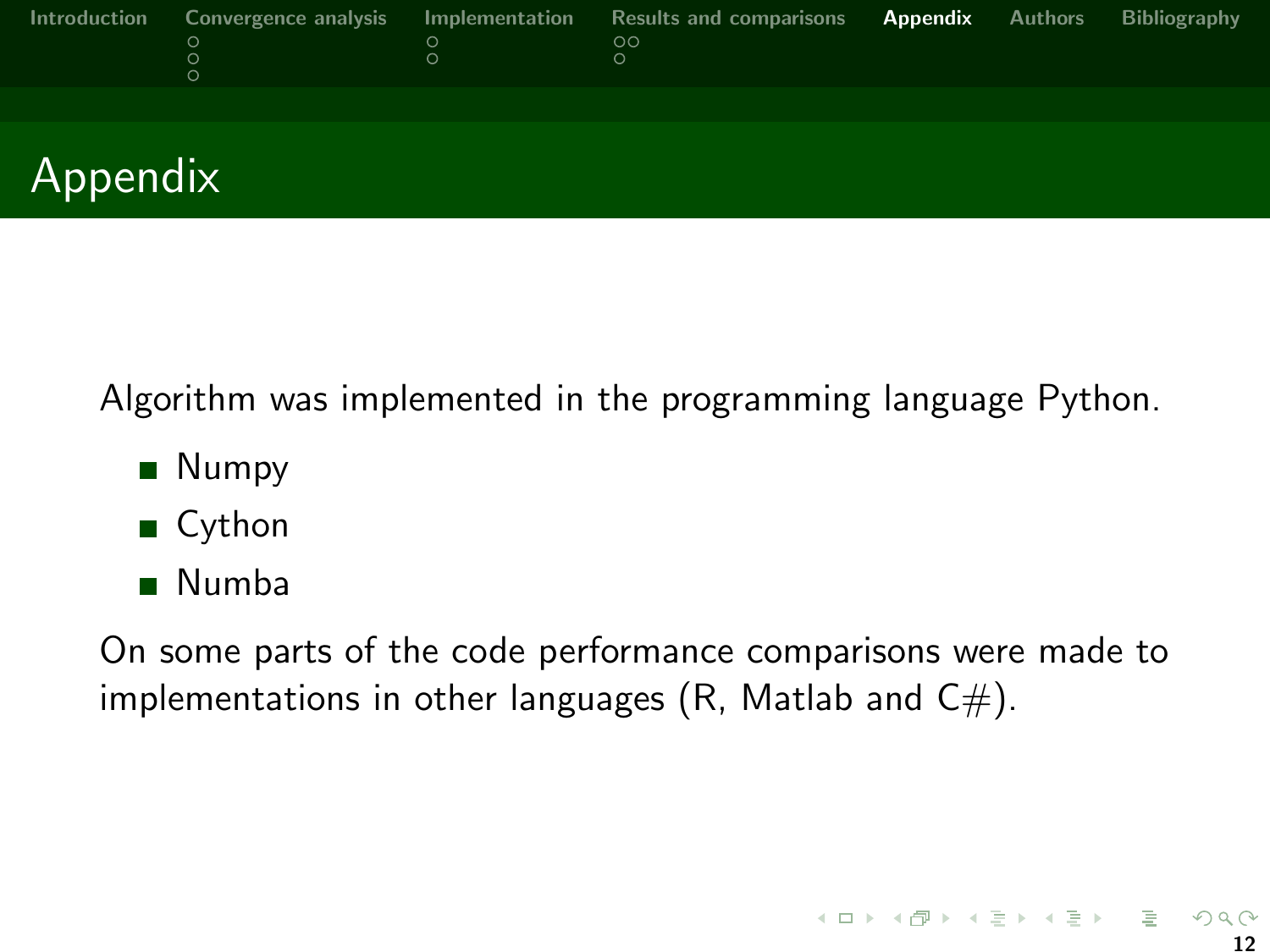# Appendix

Algorithm was implemented in the programming language Python.

- Numpy
- Cython
- Numba

On some parts of the code performance comparisons were made to implementations in other languages (R, Matlab and C#).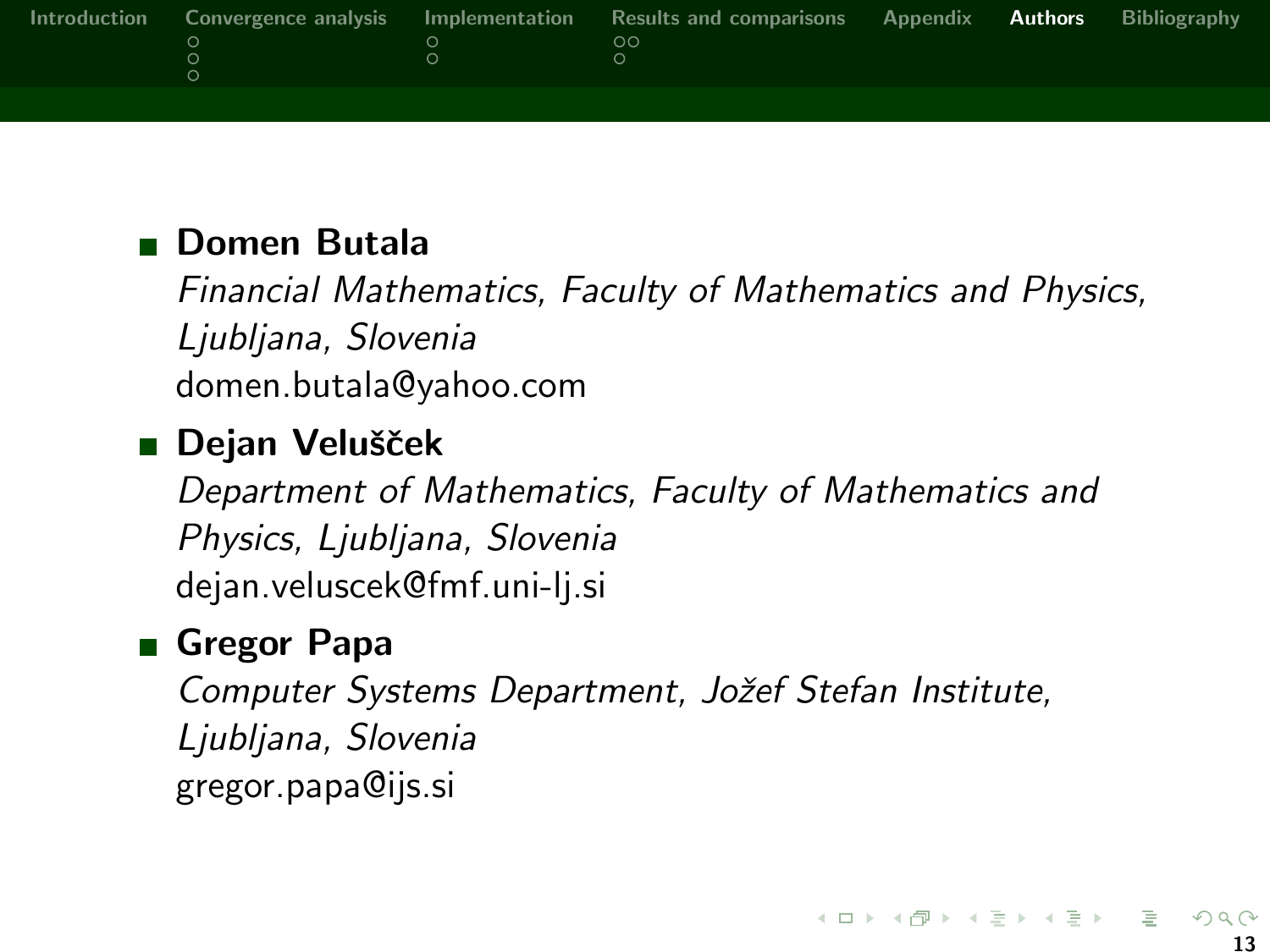- **Domen Butala**
  *Financial Mathematics, Faculty of Mathematics and Physics, Ljubljana, Slovenia*
  domen.butala@yahoo.com
- **Dejan Velušček**
  *Department of Mathematics, Faculty of Mathematics and Physics, Ljubljana, Slovenia*
  dejan.veluscek@fmf.uni-lj.si
- **Gregor Papa**
  *Computer Systems Department, Jožef Stefan Institute, Ljubljana, Slovenia*
  gregor.papa@ijs.si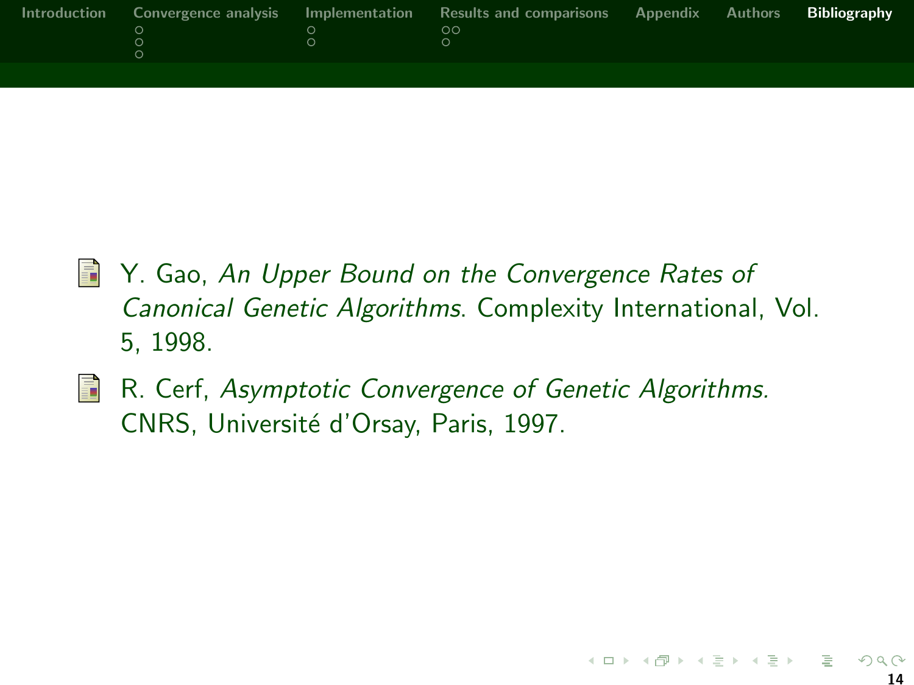- Y. Gao, *An Upper Bound on the Convergence Rates of Canonical Genetic Algorithms*. Complexity International, Vol. 5, 1998.
- R. Cerf, *Asymptotic Convergence of Genetic Algorithms.* CNRS, Université d'Orsay, Paris, 1997.